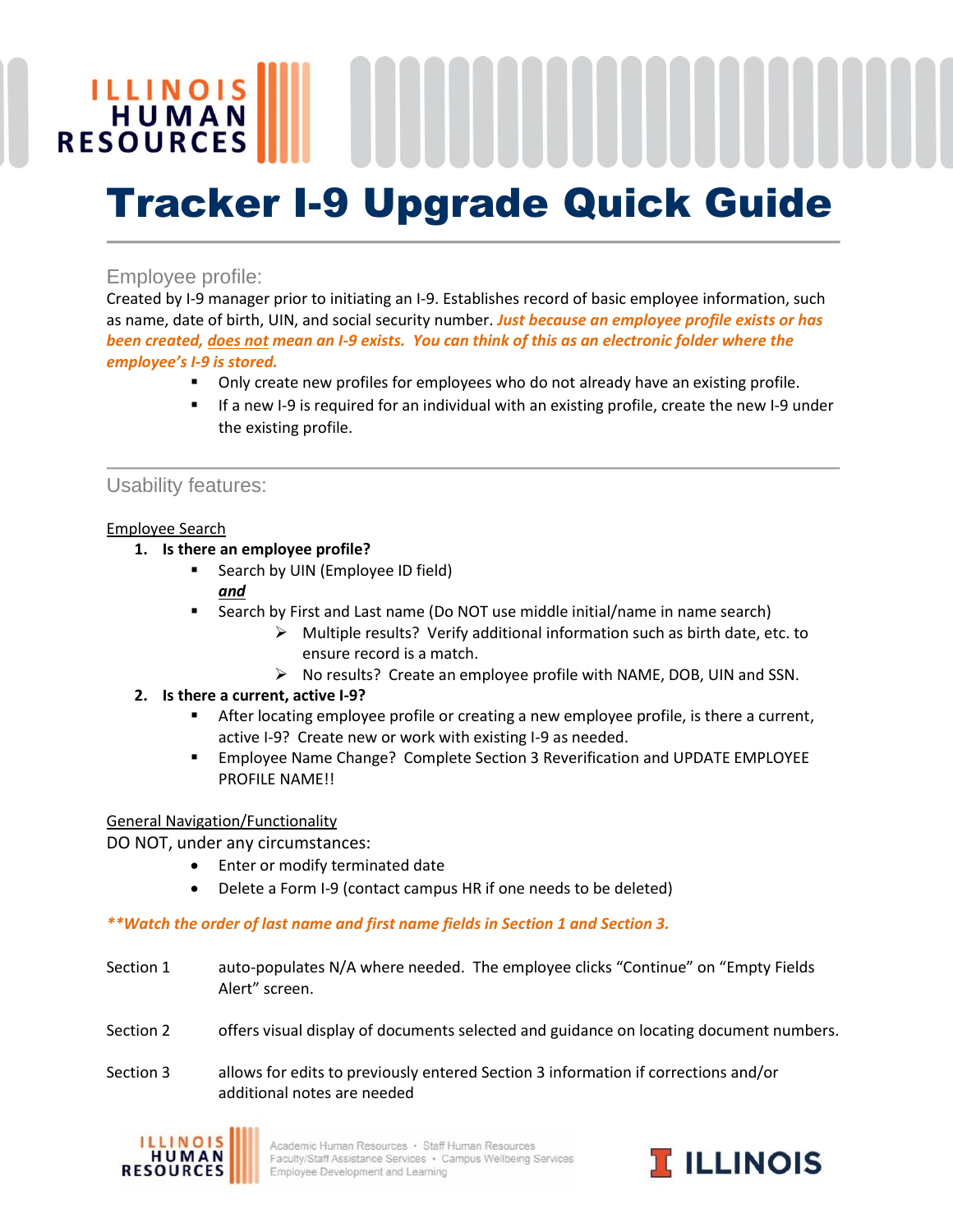# Tracker I-9 Upgrade Quick Guide

## Employee profile:

Created by I-9 manager prior to initiating an I-9. Establishes record of basic employee information, such as name, date of birth, UIN, and social security number. ***Just because an employee profile exists or has been created, <u>does not</u> mean an I-9 exists. You can think of this as an electronic folder where the employee's I-9 is stored.***

- Only create new profiles for employees who do not already have an existing profile.
- If a new I-9 is required for an individual with an existing profile, create the new I-9 under the existing profile.

## Usability features:

<u>Employee Search</u>

1. **Is there an employee profile?**
   - Search by UIN (Employee ID field)
     ***<u>and</u>***
   - Search by First and Last name (Do NOT use middle initial/name in name search)
     - Multiple results? Verify additional information such as birth date, etc. to ensure record is a match.
     - No results? Create an employee profile with NAME, DOB, UIN and SSN.
2. **Is there a current, active I-9?**
   - After locating employee profile or creating a new employee profile, is there a current, active I-9? Create new or work with existing I-9 as needed.
   - Employee Name Change? Complete Section 3 Reverification and UPDATE EMPLOYEE PROFILE NAME!!

<u>General Navigation/Functionality</u>

DO NOT, under any circumstances:

- Enter or modify terminated date
- Delete a Form I-9 (contact campus HR if one needs to be deleted)

***\*\*Watch the order of last name and first name fields in Section 1 and Section 3.***

Section 1 auto-populates N/A where needed. The employee clicks "Continue" on "Empty Fields Alert" screen.

Section 2 offers visual display of documents selected and guidance on locating document numbers.

Section 3 allows for edits to previously entered Section 3 information if corrections and/or additional notes are needed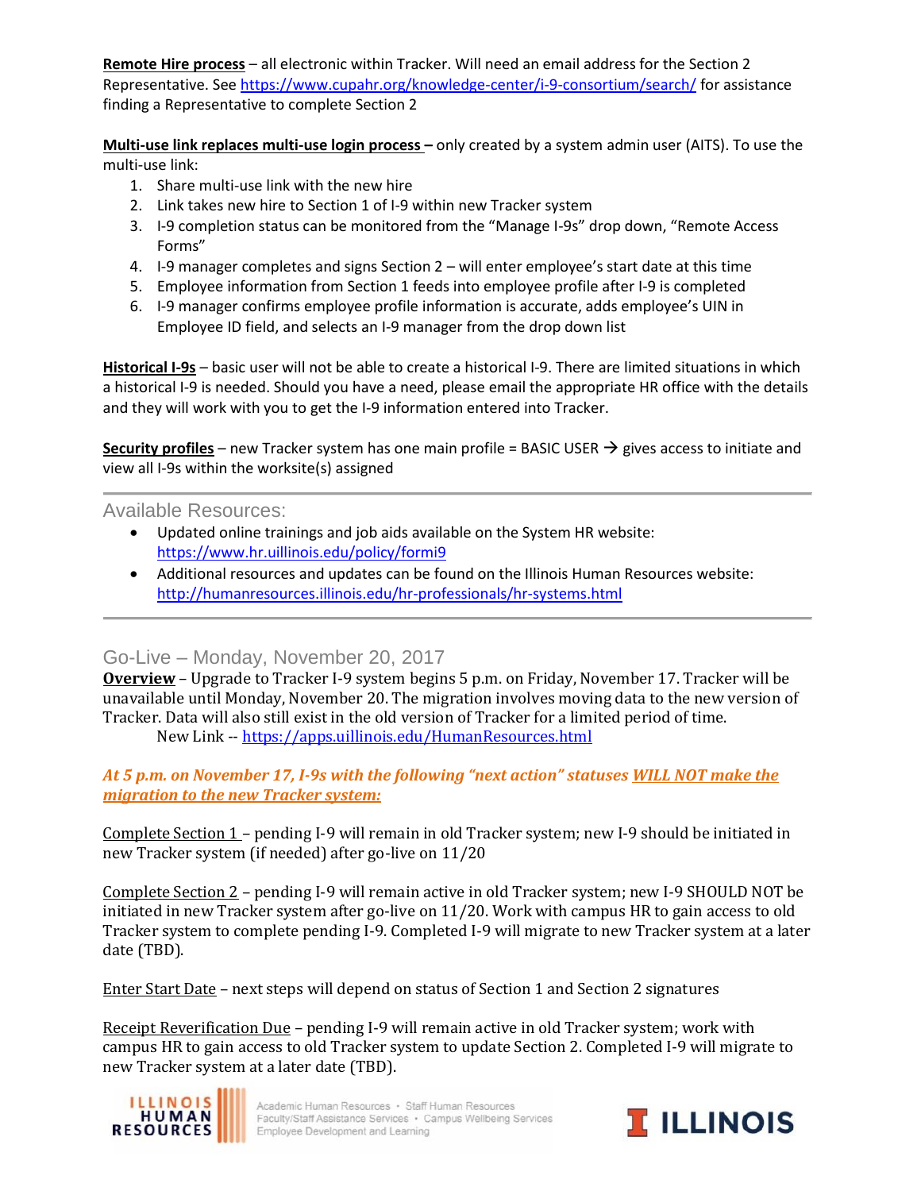**Remote Hire process** – all electronic within Tracker. Will need an email address for the Section 2 Representative. See https://www.cupahr.org/knowledge-center/i-9-consortium/search/ for assistance finding a Representative to complete Section 2

**Multi-use link replaces multi-use login process –** only created by a system admin user (AITS). To use the multi-use link:

1. Share multi-use link with the new hire
2. Link takes new hire to Section 1 of I-9 within new Tracker system
3. I-9 completion status can be monitored from the "Manage I-9s" drop down, "Remote Access Forms"
4. I-9 manager completes and signs Section 2 – will enter employee's start date at this time
5. Employee information from Section 1 feeds into employee profile after I-9 is completed
6. I-9 manager confirms employee profile information is accurate, adds employee's UIN in Employee ID field, and selects an I-9 manager from the drop down list

**Historical I-9s** – basic user will not be able to create a historical I-9. There are limited situations in which a historical I-9 is needed. Should you have a need, please email the appropriate HR office with the details and they will work with you to get the I-9 information entered into Tracker.

**Security profiles** – new Tracker system has one main profile = BASIC USER → gives access to initiate and view all I-9s within the worksite(s) assigned

---

## Available Resources:

- Updated online trainings and job aids available on the System HR website: https://www.hr.uillinois.edu/policy/formi9
- Additional resources and updates can be found on the Illinois Human Resources website: http://humanresources.illinois.edu/hr-professionals/hr-systems.html

---

## Go-Live – Monday, November 20, 2017

**Overview** – Upgrade to Tracker I-9 system begins 5 p.m. on Friday, November 17. Tracker will be unavailable until Monday, November 20. The migration involves moving data to the new version of Tracker. Data will also still exist in the old version of Tracker for a limited period of time.

New Link -- https://apps.uillinois.edu/HumanResources.html

***At 5 p.m. on November 17, I-9s with the following "next action" statuses WILL NOT make the migration to the new Tracker system:***

Complete Section 1 – pending I-9 will remain in old Tracker system; new I-9 should be initiated in new Tracker system (if needed) after go-live on 11/20

Complete Section 2 – pending I-9 will remain active in old Tracker system; new I-9 SHOULD NOT be initiated in new Tracker system after go-live on 11/20. Work with campus HR to gain access to old Tracker system to complete pending I-9. Completed I-9 will migrate to new Tracker system at a later date (TBD).

Enter Start Date – next steps will depend on status of Section 1 and Section 2 signatures

Receipt Reverification Due – pending I-9 will remain active in old Tracker system; work with campus HR to gain access to old Tracker system to update Section 2. Completed I-9 will migrate to new Tracker system at a later date (TBD).